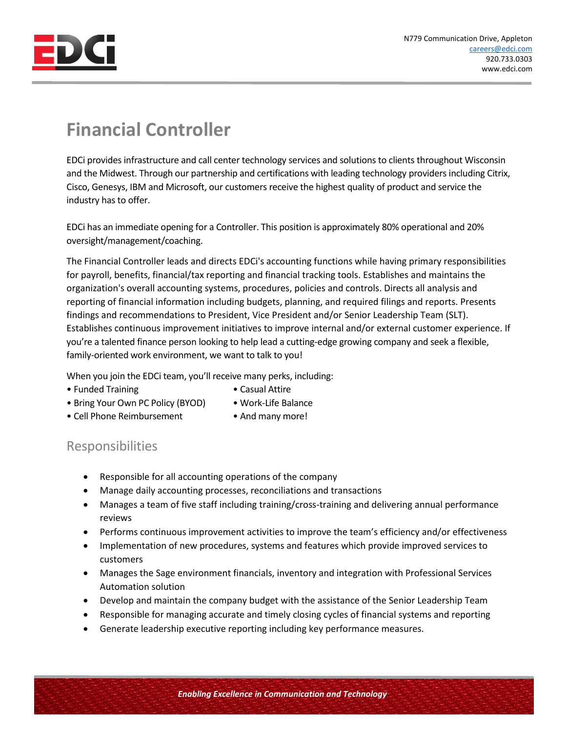N779 Communication Drive, Appleton
careers@edci.com
920.733.0303
www.edci.com

# Financial Controller

EDCi provides infrastructure and call center technology services and solutions to clients throughout Wisconsin and the Midwest. Through our partnership and certifications with leading technology providers including Citrix, Cisco, Genesys, IBM and Microsoft, our customers receive the highest quality of product and service the industry has to offer.

EDCi has an immediate opening for a Controller. This position is approximately 80% operational and 20% oversight/management/coaching.

The Financial Controller leads and directs EDCi's accounting functions while having primary responsibilities for payroll, benefits, financial/tax reporting and financial tracking tools. Establishes and maintains the organization's overall accounting systems, procedures, policies and controls. Directs all analysis and reporting of financial information including budgets, planning, and required filings and reports. Presents findings and recommendations to President, Vice President and/or Senior Leadership Team (SLT). Establishes continuous improvement initiatives to improve internal and/or external customer experience. If you're a talented finance person looking to help lead a cutting-edge growing company and seek a flexible, family-oriented work environment, we want to talk to you!

When you join the EDCi team, you'll receive many perks, including:

- Funded Training
- Bring Your Own PC Policy (BYOD)
- Cell Phone Reimbursement
- Casual Attire
- Work-Life Balance
- And many more!

## Responsibilities

- Responsible for all accounting operations of the company
- Manage daily accounting processes, reconciliations and transactions
- Manages a team of five staff including training/cross-training and delivering annual performance reviews
- Performs continuous improvement activities to improve the team's efficiency and/or effectiveness
- Implementation of new procedures, systems and features which provide improved services to customers
- Manages the Sage environment financials, inventory and integration with Professional Services Automation solution
- Develop and maintain the company budget with the assistance of the Senior Leadership Team
- Responsible for managing accurate and timely closing cycles of financial systems and reporting
- Generate leadership executive reporting including key performance measures.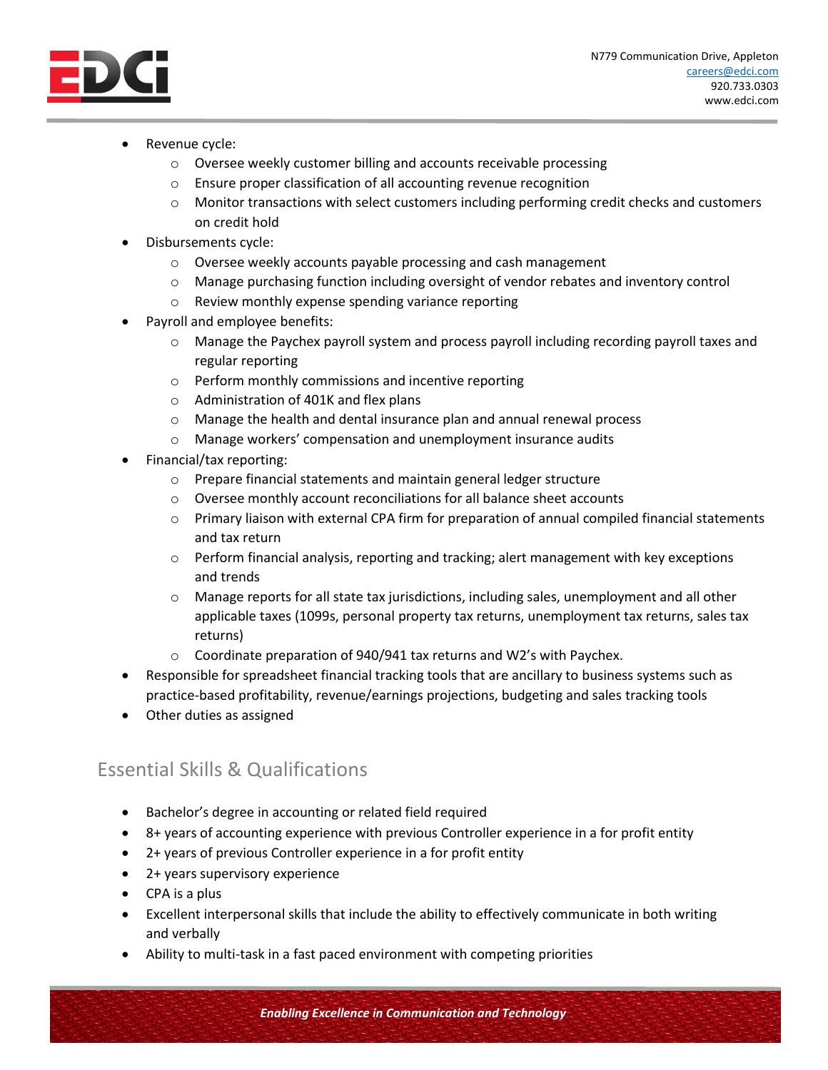- Revenue cycle:
  - Oversee weekly customer billing and accounts receivable processing
  - Ensure proper classification of all accounting revenue recognition
  - Monitor transactions with select customers including performing credit checks and customers on credit hold
- Disbursements cycle:
  - Oversee weekly accounts payable processing and cash management
  - Manage purchasing function including oversight of vendor rebates and inventory control
  - Review monthly expense spending variance reporting
- Payroll and employee benefits:
  - Manage the Paychex payroll system and process payroll including recording payroll taxes and regular reporting
  - Perform monthly commissions and incentive reporting
  - Administration of 401K and flex plans
  - Manage the health and dental insurance plan and annual renewal process
  - Manage workers' compensation and unemployment insurance audits
- Financial/tax reporting:
  - Prepare financial statements and maintain general ledger structure
  - Oversee monthly account reconciliations for all balance sheet accounts
  - Primary liaison with external CPA firm for preparation of annual compiled financial statements and tax return
  - Perform financial analysis, reporting and tracking; alert management with key exceptions and trends
  - Manage reports for all state tax jurisdictions, including sales, unemployment and all other applicable taxes (1099s, personal property tax returns, unemployment tax returns, sales tax returns)
  - Coordinate preparation of 940/941 tax returns and W2's with Paychex.
- Responsible for spreadsheet financial tracking tools that are ancillary to business systems such as practice-based profitability, revenue/earnings projections, budgeting and sales tracking tools
- Other duties as assigned

## Essential Skills & Qualifications

- Bachelor's degree in accounting or related field required
- 8+ years of accounting experience with previous Controller experience in a for profit entity
- 2+ years of previous Controller experience in a for profit entity
- 2+ years supervisory experience
- CPA is a plus
- Excellent interpersonal skills that include the ability to effectively communicate in both writing and verbally
- Ability to multi-task in a fast paced environment with competing priorities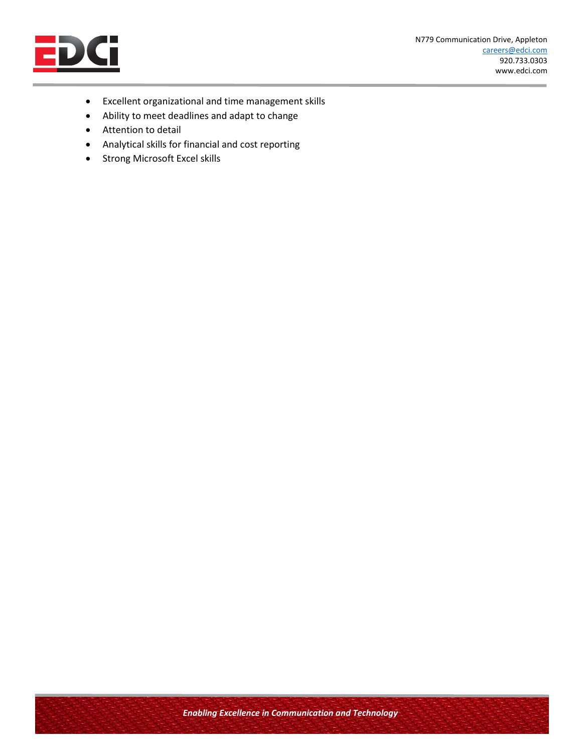- Excellent organizational and time management skills
- Ability to meet deadlines and adapt to change
- Attention to detail
- Analytical skills for financial and cost reporting
- Strong Microsoft Excel skills